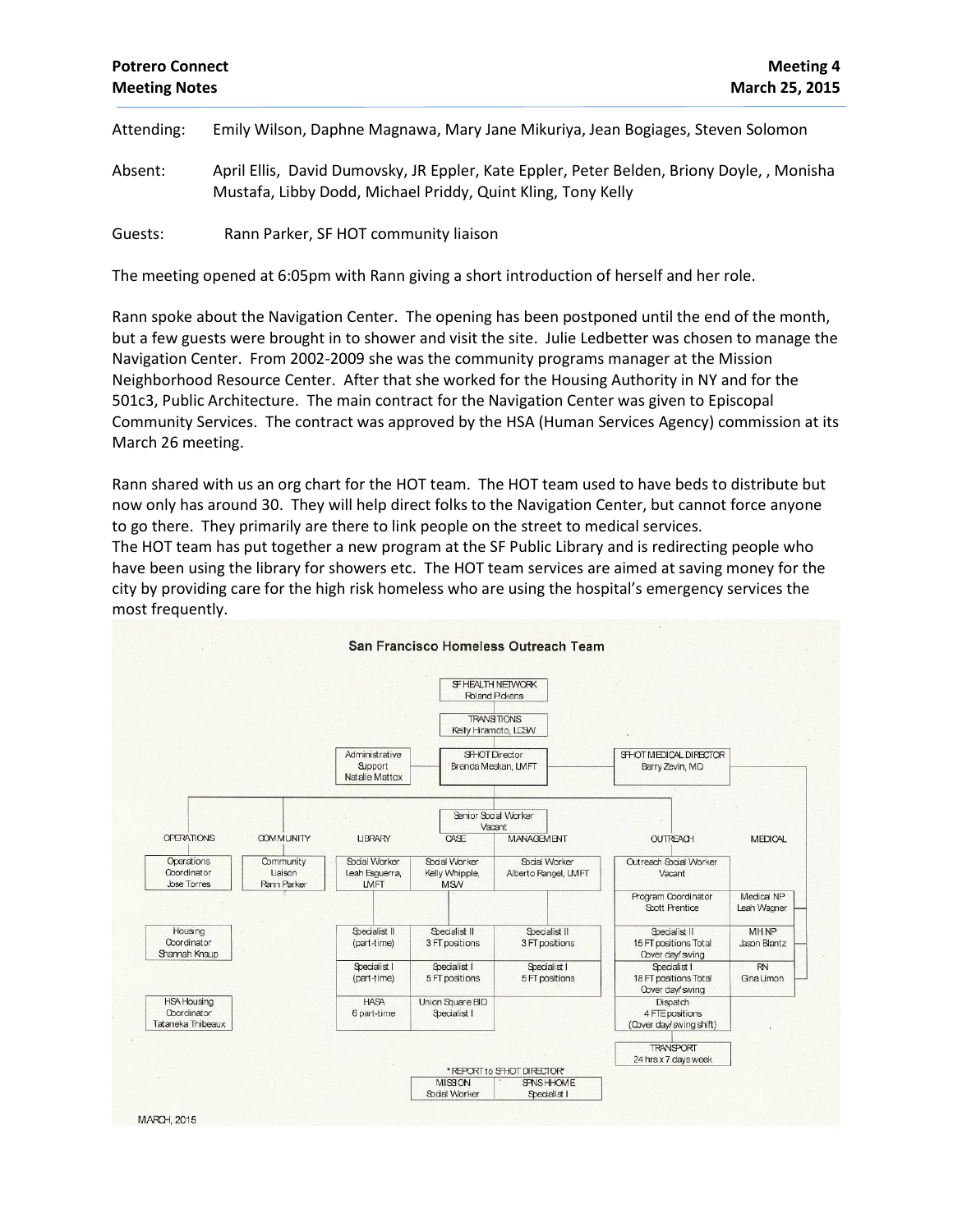**Potrero Connect Meeting Notes** | **Meeting 4 March 25, 2015**

Attending: Emily Wilson, Daphne Magnawa, Mary Jane Mikuriya, Jean Bogiages, Steven Solomon

Absent: April Ellis, David Dumovsky, JR Eppler, Kate Eppler, Peter Belden, Briony Doyle, , Monisha Mustafa, Libby Dodd, Michael Priddy, Quint Kling, Tony Kelly

Guests: Rann Parker, SF HOT community liaison

The meeting opened at 6:05pm with Rann giving a short introduction of herself and her role.

Rann spoke about the Navigation Center. The opening has been postponed until the end of the month, but a few guests were brought in to shower and visit the site. Julie Ledbetter was chosen to manage the Navigation Center. From 2002-2009 she was the community programs manager at the Mission Neighborhood Resource Center. After that she worked for the Housing Authority in NY and for the 501c3, Public Architecture. The main contract for the Navigation Center was given to Episcopal Community Services. The contract was approved by the HSA (Human Services Agency) commission at its March 26 meeting.

Rann shared with us an org chart for the HOT team. The HOT team used to have beds to distribute but now only has around 30. They will help direct folks to the Navigation Center, but cannot force anyone to go there. They primarily are there to link people on the street to medical services.
The HOT team has put together a new program at the SF Public Library and is redirecting people who have been using the library for showers etc. The HOT team services are aimed at saving money for the city by providing care for the high risk homeless who are using the hospital's emergency services the most frequently.

**San Francisco Homeless Outreach Team**

- SF HEALTH NETWORK – Roland Pickens
  - TRANSITIONS – Kelly Hiramoto, LCSW
    - SFHOT Director – Brenda Meskan, LMFT
      - Administrative Support – Natalie Mattox
      - SFHOT MEDICAL DIRECTOR – Barry Zevin, MD
      - Senior Social Worker – Vacant

| OPERATIONS | COMMUNITY | LIBRARY | CASE | MANAGEMENT | OUTREACH | MEDICAL |
|---|---|---|---|---|---|---|
| Operations Coordinator Jose Torres | Community Liaison Rann Parker | Social Worker Leah Esguerra, LMFT | Social Worker Kelly Whipple, MSW | Social Worker Alberto Rangel, LMFT | Outreach Social Worker Vacant | |
| | | | | | Program Coordinator Scott Prentice | Medical NP Leah Wagner |
| Housing Coordinator Shannah Knaup | | Specialist II (part-time) | Specialist II 3 FT positions | Specialist II 3 FT positions | Specialist II 15 FT positions Total Cover day/swing | MH NP Jason Blantz |
| | | Specialist I (part-time) | Specialist I 5 FT positions | Specialist I 5 FT positions | Specialist I 18 FT positions Total Cover day/swing | RN Gina Limon |
| HSA Housing Coordinator Tataneka Thibeaux | | HASA 6 part-time | Union Square BID Specialist I | | Dispatch 4 FTE positions (Cover day/swing shift) | |
| | | | | | TRANSPORT 24 hrs x 7 days week | |

*REPORT to SFHOT DIRECTOR*

| MISSION | SPNS HHOME |
|---|---|
| Social Worker | Specialist I |

MARCH, 2015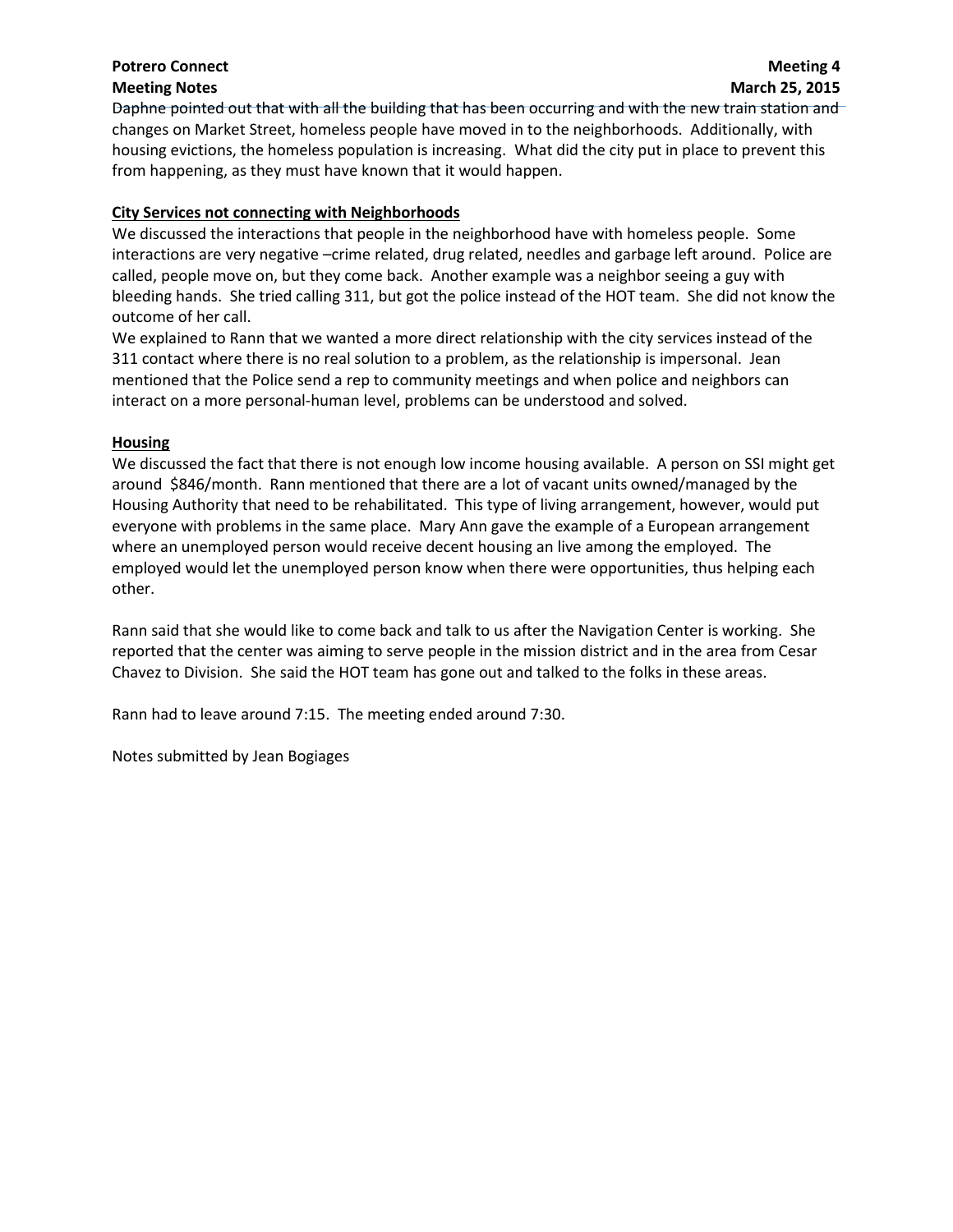Daphne pointed out that with all the building that has been occurring and with the new train station and changes on Market Street, homeless people have moved in to the neighborhoods. Additionally, with housing evictions, the homeless population is increasing. What did the city put in place to prevent this from happening, as they must have known that it would happen.

**City Services not connecting with Neighborhoods**

We discussed the interactions that people in the neighborhood have with homeless people. Some interactions are very negative –crime related, drug related, needles and garbage left around. Police are called, people move on, but they come back. Another example was a neighbor seeing a guy with bleeding hands. She tried calling 311, but got the police instead of the HOT team. She did not know the outcome of her call.

We explained to Rann that we wanted a more direct relationship with the city services instead of the 311 contact where there is no real solution to a problem, as the relationship is impersonal. Jean mentioned that the Police send a rep to community meetings and when police and neighbors can interact on a more personal-human level, problems can be understood and solved.

**Housing**

We discussed the fact that there is not enough low income housing available. A person on SSI might get around $846/month. Rann mentioned that there are a lot of vacant units owned/managed by the Housing Authority that need to be rehabilitated. This type of living arrangement, however, would put everyone with problems in the same place. Mary Ann gave the example of a European arrangement where an unemployed person would receive decent housing an live among the employed. The employed would let the unemployed person know when there were opportunities, thus helping each other.

Rann said that she would like to come back and talk to us after the Navigation Center is working. She reported that the center was aiming to serve people in the mission district and in the area from Cesar Chavez to Division. She said the HOT team has gone out and talked to the folks in these areas.

Rann had to leave around 7:15. The meeting ended around 7:30.

Notes submitted by Jean Bogiages